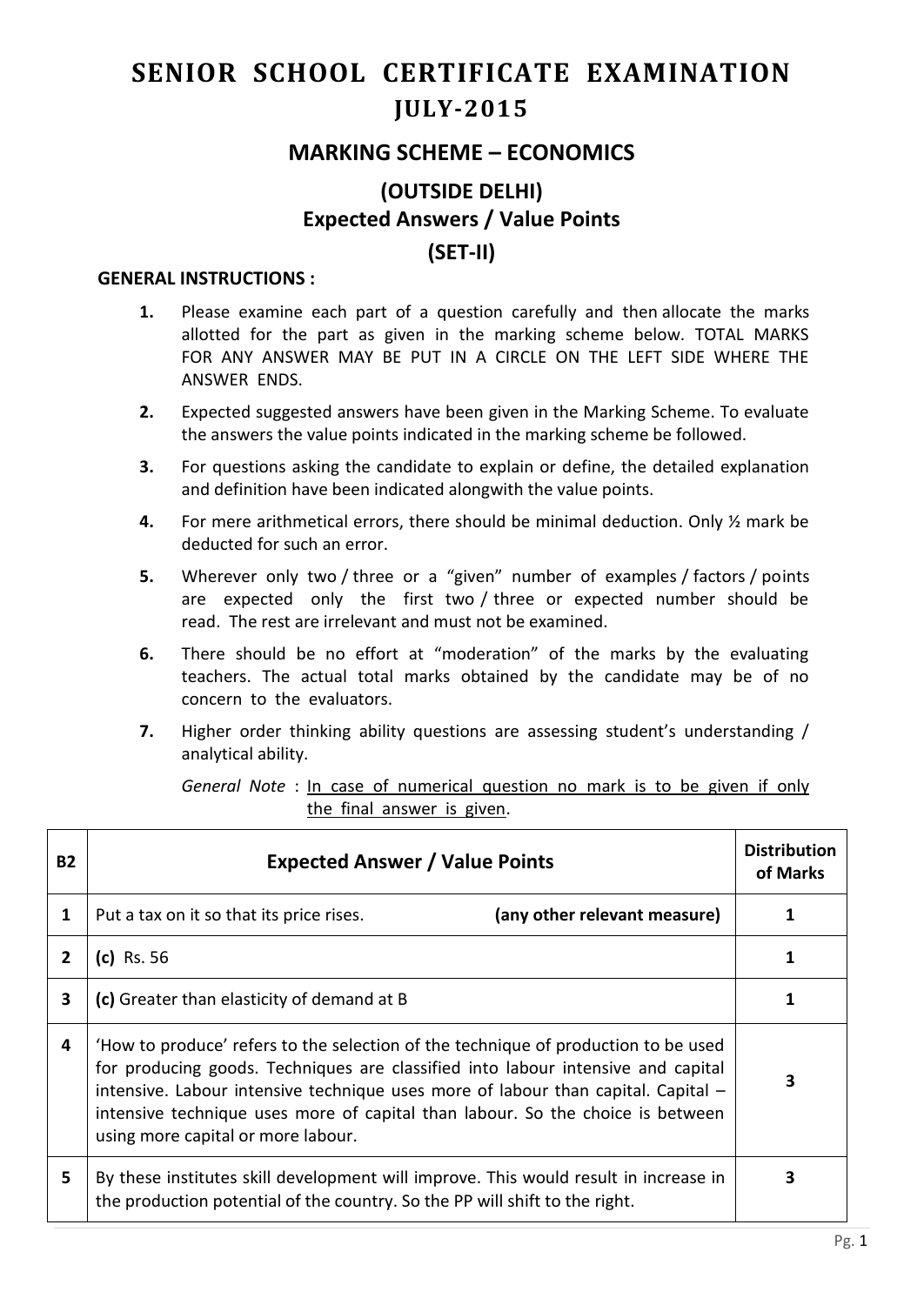# SENIOR SCHOOL CERTIFICATE EXAMINATION
# JULY-2015

## MARKING SCHEME – ECONOMICS

### (OUTSIDE DELHI)
### Expected Answers / Value Points
### (SET-II)

**GENERAL INSTRUCTIONS :**

1. Please examine each part of a question carefully and then allocate the marks allotted for the part as given in the marking scheme below. TOTAL MARKS FOR ANY ANSWER MAY BE PUT IN A CIRCLE ON THE LEFT SIDE WHERE THE ANSWER ENDS.
2. Expected suggested answers have been given in the Marking Scheme. To evaluate the answers the value points indicated in the marking scheme be followed.
3. For questions asking the candidate to explain or define, the detailed explanation and definition have been indicated alongwith the value points.
4. For mere arithmetical errors, there should be minimal deduction. Only ½ mark be deducted for such an error.
5. Wherever only two / three or a "given" number of examples / factors / points are expected only the first two / three or expected number should be read. The rest are irrelevant and must not be examined.
6. There should be no effort at "moderation" of the marks by the evaluating teachers. The actual total marks obtained by the candidate may be of no concern to the evaluators.
7. Higher order thinking ability questions are assessing student's understanding / analytical ability.

*General Note* : <u>In case of numerical question no mark is to be given if only the final answer is given</u>.

| B2 | Expected Answer / Value Points | Distribution of Marks |
|---|---|---|
| 1 | Put a tax on it so that its price rises. **(any other relevant measure)** | 1 |
| 2 | **(c)** Rs. 56 | 1 |
| 3 | **(c)** Greater than elasticity of demand at B | 1 |
| 4 | 'How to produce' refers to the selection of the technique of production to be used for producing goods. Techniques are classified into labour intensive and capital intensive. Labour intensive technique uses more of labour than capital. Capital – intensive technique uses more of capital than labour. So the choice is between using more capital or more labour. | 3 |
| 5 | By these institutes skill development will improve. This would result in increase in the production potential of the country. So the PP will shift to the right. | 3 |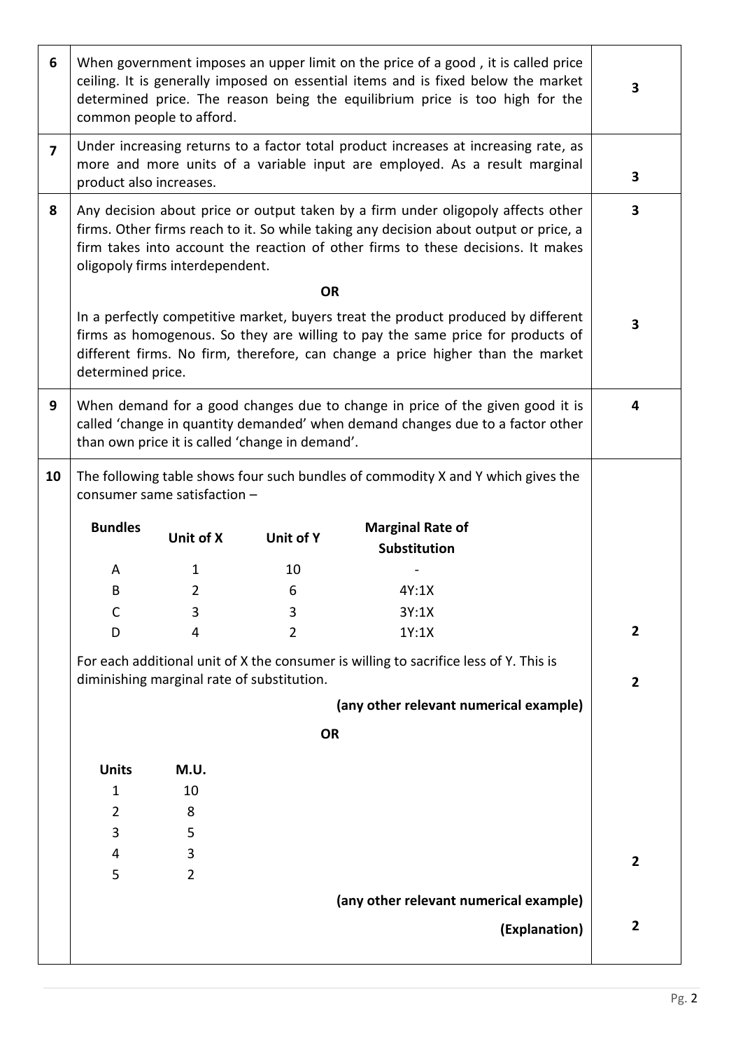| | | |
|---|---|---|
| 6 | When government imposes an upper limit on the price of a good , it is called price ceiling. It is generally imposed on essential items and is fixed below the market determined price. The reason being the equilibrium price is too high for the common people to afford. | 3 |
| 7 | Under increasing returns to a factor total product increases at increasing rate, as more and more units of a variable input are employed. As a result marginal product also increases. | 3 |
| 8 | Any decision about price or output taken by a firm under oligopoly affects other firms. Other firms reach to it. So while taking any decision about output or price, a firm takes into account the reaction of other firms to these decisions. It makes oligopoly firms interdependent. | 3 |
| | **OR** | |
| | In a perfectly competitive market, buyers treat the product produced by different firms as homogenous. So they are willing to pay the same price for products of different firms. No firm, therefore, can change a price higher than the market determined price. | 3 |
| 9 | When demand for a good changes due to change in price of the given good it is called 'change in quantity demanded' when demand changes due to a factor other than own price it is called 'change in demand'. | 4 |
| 10 | The following table shows four such bundles of commodity X and Y which gives the consumer same satisfaction – | |

| Bundles | Unit of X | Unit of Y | Marginal Rate of Substitution |
|---|---|---|---|
| A | 1 | 10 | - |
| B | 2 | 6 | 4Y:1X |
| C | 3 | 3 | 3Y:1X |
| D | 4 | 2 | 1Y:1X |

**2**

For each additional unit of X the consumer is willing to sacrifice less of Y. This is diminishing marginal rate of substitution. **2**

**(any other relevant numerical example)**

**OR**

| Units | M.U. |
|---|---|
| 1 | 10 |
| 2 | 8 |
| 3 | 5 |
| 4 | 3 |
| 5 | 2 |

**2**

**(any other relevant numerical example)**

**(Explanation)** **2**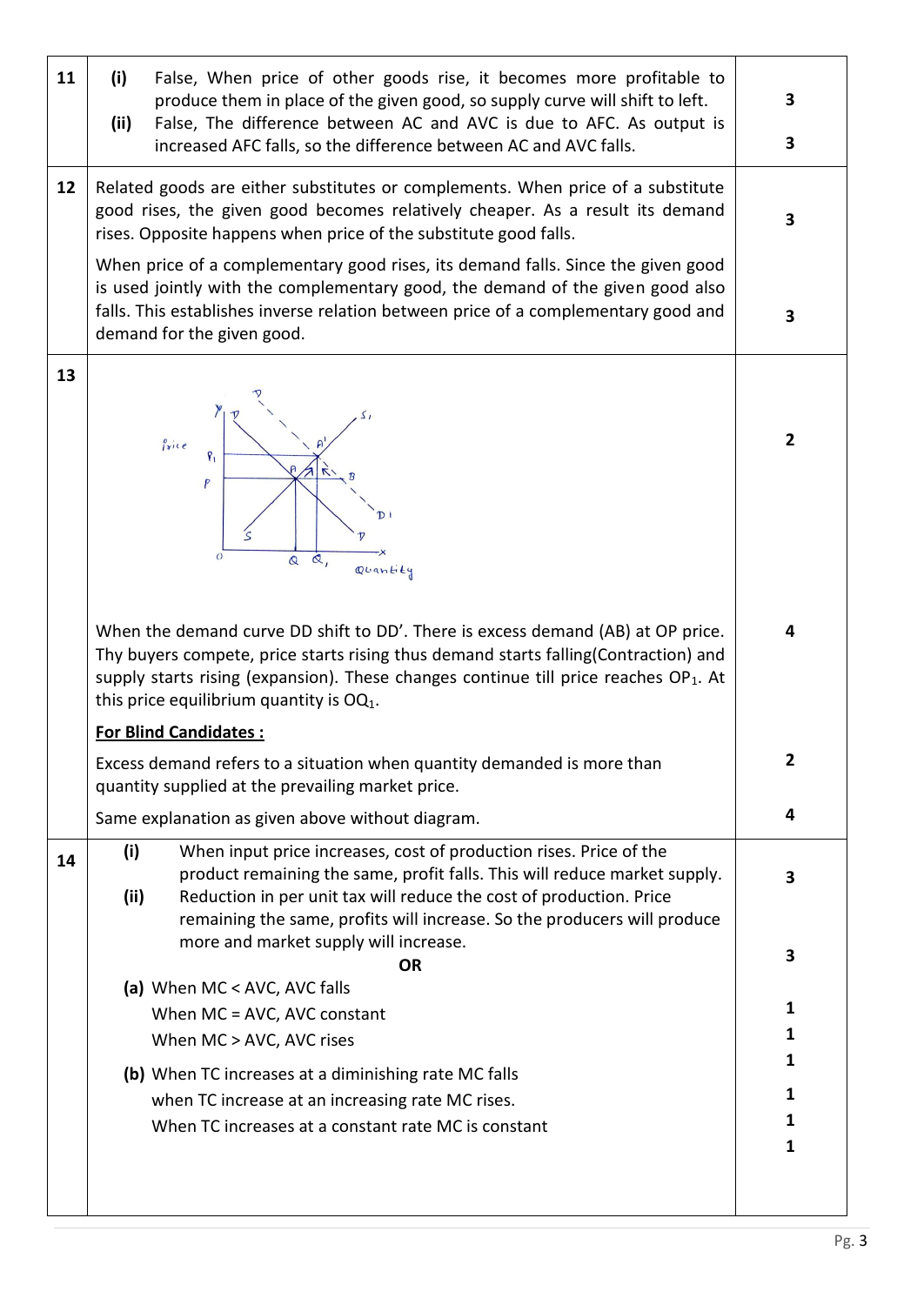| Q. No. | Answer | Marks |
|---|---|---|
| 11 | **(i)** False, When price of other goods rise, it becomes more profitable to produce them in place of the given good, so supply curve will shift to left. | 3 |
| | **(ii)** False, The difference between AC and AVC is due to AFC. As output is increased AFC falls, so the difference between AC and AVC falls. | 3 |
| 12 | Related goods are either substitutes or complements. When price of a substitute good rises, the given good becomes relatively cheaper. As a result its demand rises. Opposite happens when price of the substitute good falls. | 3 |
| | When price of a complementary good rises, its demand falls. Since the given good is used jointly with the complementary good, the demand of the given good also falls. This establishes inverse relation between price of a complementary good and demand for the given good. | 3 |
| 13 | [Diagram] | 2 |
| | When the demand curve DD shift to DD'. There is excess demand (AB) at OP price. Thy buyers compete, price starts rising thus demand starts falling(Contraction) and supply starts rising (expansion). These changes continue till price reaches $OP_1$. At this price equilibrium quantity is $OQ_1$. | 4 |
| | **For Blind Candidates :** | |
| | Excess demand refers to a situation when quantity demanded is more than quantity supplied at the prevailing market price. | 2 |
| | Same explanation as given above without diagram. | 4 |
| 14 | **(i)** When input price increases, cost of production rises. Price of the product remaining the same, profit falls. This will reduce market supply. | 3 |
| | **(ii)** Reduction in per unit tax will reduce the cost of production. Price remaining the same, profits will increase. So the producers will produce more and market supply will increase. | 3 |
| | **OR** | |
| | **(a)** When MC < AVC, AVC falls | 1 |
| | When MC = AVC, AVC constant | 1 |
| | When MC > AVC, AVC rises | 1 |
| | **(b)** When TC increases at a diminishing rate MC falls | 1 |
| | when TC increase at an increasing rate MC rises. | 1 |
| | When TC increases at a constant rate MC is constant | 1 |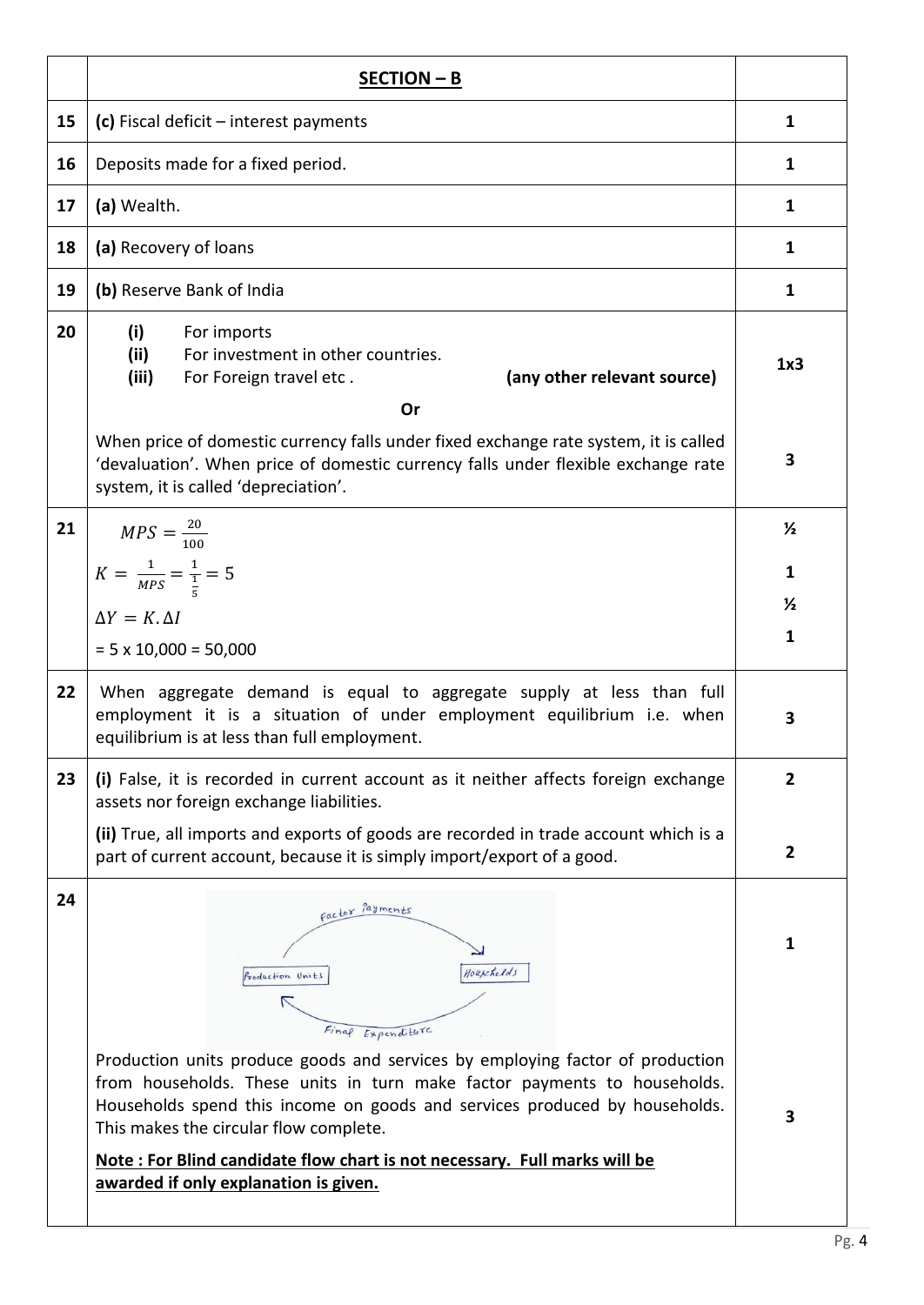| | SECTION – B | |
|---|---|---|
| 15 | **(c)** Fiscal deficit – interest payments | 1 |
| 16 | Deposits made for a fixed period. | 1 |
| 17 | **(a)** Wealth. | 1 |
| 18 | **(a)** Recovery of loans | 1 |
| 19 | **(b)** Reserve Bank of India | 1 |
| 20 | **(i)** For imports<br>**(ii)** For investment in other countries.<br>**(iii)** For Foreign travel etc . **(any other relevant source)** | 1x3 |
| | **Or** | |
| | When price of domestic currency falls under fixed exchange rate system, it is called 'devaluation'. When price of domestic currency falls under flexible exchange rate system, it is called 'depreciation'. | 3 |
| 21 | $MPS = \frac{20}{100}$<br>$K = \frac{1}{MPS} = \frac{1}{\frac{1}{5}} = 5$<br>$\Delta Y = K.\Delta I$<br>= 5 x 10,000 = 50,000 | ½<br>1<br>½<br>1 |
| 22 | When aggregate demand is equal to aggregate supply at less than full employment it is a situation of under employment equilibrium i.e. when equilibrium is at less than full employment. | 3 |
| 23 | **(i)** False, it is recorded in current account as it neither affects foreign exchange assets nor foreign exchange liabilities. | 2 |
| | **(ii)** True, all imports and exports of goods are recorded in trade account which is a part of current account, because it is simply import/export of a good. | 2 |
| 24 | Factor Payments<br>Production Units → Households<br>Final Expenditure | 1 |
| | Production units produce goods and services by employing factor of production from households. These units in turn make factor payments to households. Households spend this income on goods and services produced by households. This makes the circular flow complete.<br>**Note : For Blind candidate flow chart is not necessary. Full marks will be awarded if only explanation is given.** | 3 |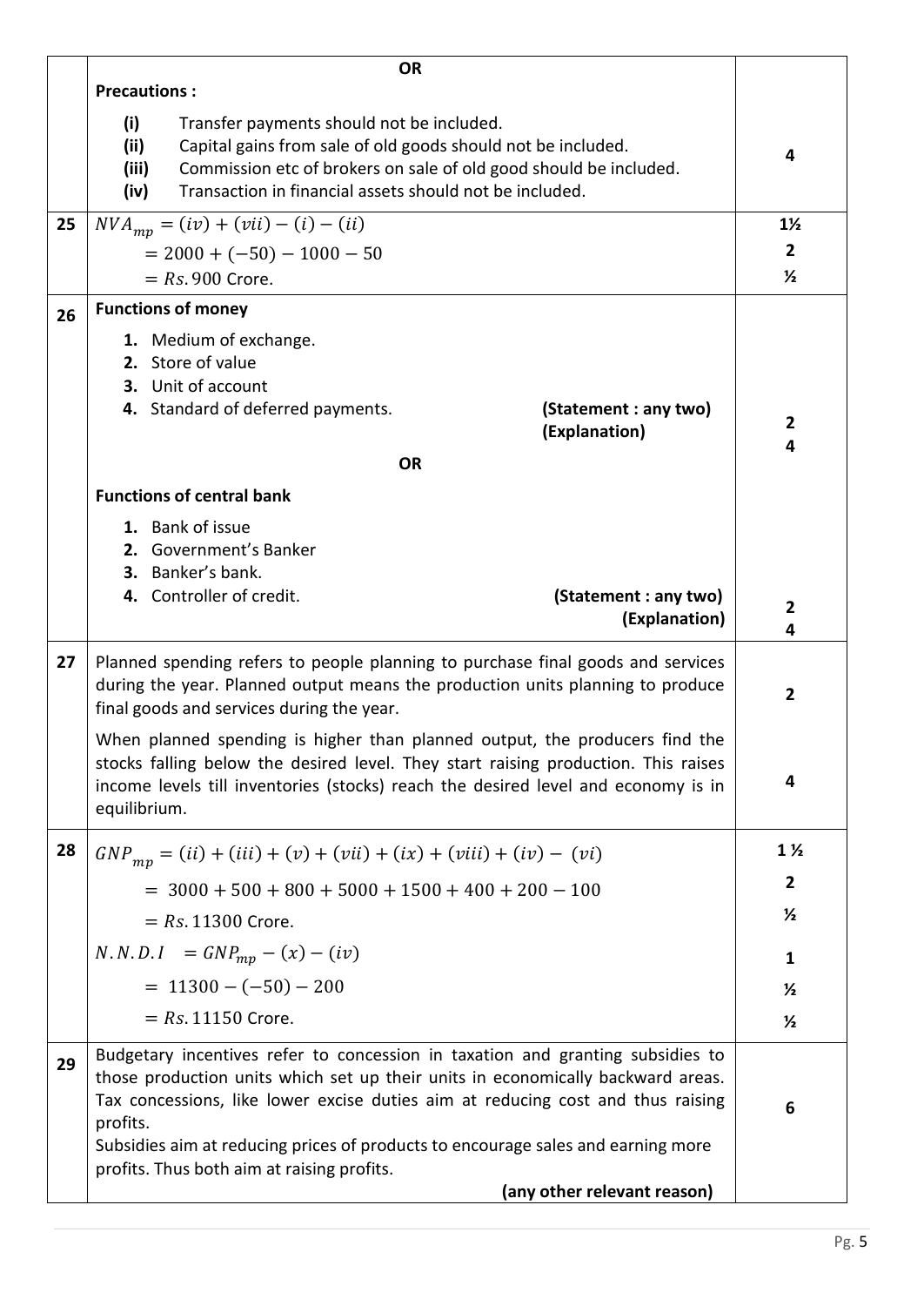| | | |
|---|---|---|
| | **OR**<br>**Precautions :**<br>(i) Transfer payments should not be included.<br>(ii) Capital gains from sale of old goods should not be included.<br>(iii) Commission etc of brokers on sale of old good should be included.<br>(iv) Transaction in financial assets should not be included. | 4 |
| 25 | $NVA_{mp} = (iv) + (vii) - (i) - (ii)$<br>$= 2000 + (-50) - 1000 - 50$<br>$= Rs. 900$ Crore. | 1½<br>2<br>½ |
| 26 | **Functions of money**<br>1. Medium of exchange.<br>2. Store of value<br>3. Unit of account<br>4. Standard of deferred payments. **(Statement : any two)** **(Explanation)**<br>**OR**<br>**Functions of central bank**<br>1. Bank of issue<br>2. Government's Banker<br>3. Banker's bank.<br>4. Controller of credit. **(Statement : any two)** **(Explanation)** | 2<br>4<br><br>2<br>4 |
| 27 | Planned spending refers to people planning to purchase final goods and services during the year. Planned output means the production units planning to produce final goods and services during the year.<br>When planned spending is higher than planned output, the producers find the stocks falling below the desired level. They start raising production. This raises income levels till inventories (stocks) reach the desired level and economy is in equilibrium. | 2<br><br>4 |
| 28 | $GNP_{mp} = (ii) + (iii) + (v) + (vii) + (ix) + (viii) + (iv) - (vi)$<br>$= 3000 + 500 + 800 + 5000 + 1500 + 400 + 200 - 100$<br>$= Rs. 11300$ Crore.<br>$N.N.D.I = GNP_{mp} - (x) - (iv)$<br>$= 11300 - (-50) - 200$<br>$= Rs. 11150$ Crore. | 1 ½<br>2<br>½<br>1<br>½<br>½ |
| 29 | Budgetary incentives refer to concession in taxation and granting subsidies to those production units which set up their units in economically backward areas. Tax concessions, like lower excise duties aim at reducing cost and thus raising profits.<br>Subsidies aim at reducing prices of products to encourage sales and earning more profits. Thus both aim at raising profits.<br>**(any other relevant reason)** | 6 |